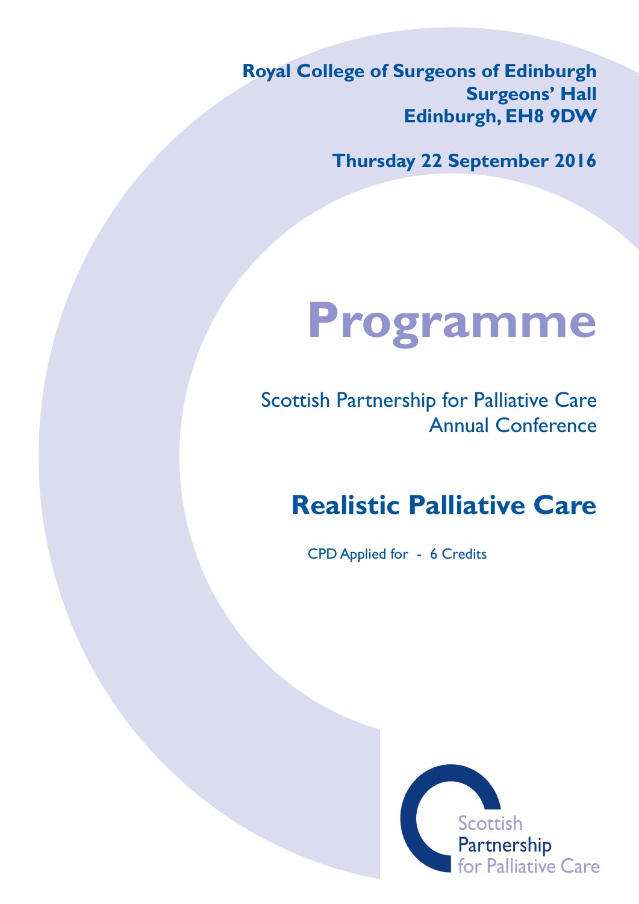**Royal College of Surgeons of Edinburgh**
**Surgeons' Hall**
**Edinburgh, EH8 9DW**

**Thursday 22 September 2016**

# Programme

Scottish Partnership for Palliative Care
Annual Conference

## Realistic Palliative Care

CPD Applied for - 6 Credits

Scottish
Partnership
for Palliative Care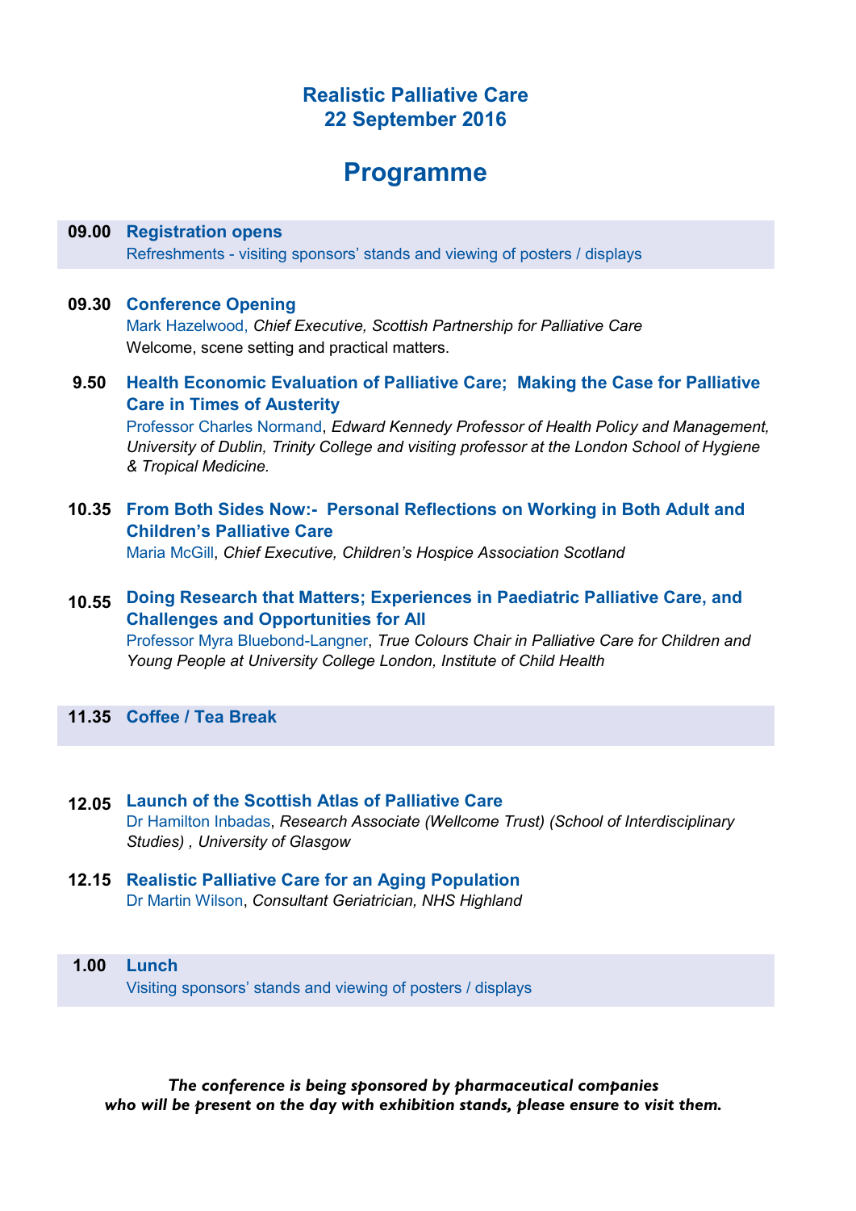# Realistic Palliative Care
## 22 September 2016

# Programme

**09.00 Registration opens**
Refreshments - visiting sponsors' stands and viewing of posters / displays

**09.30 Conference Opening**
Mark Hazelwood, *Chief Executive, Scottish Partnership for Palliative Care*
Welcome, scene setting and practical matters.

**9.50 Health Economic Evaluation of Palliative Care; Making the Case for Palliative Care in Times of Austerity**
Professor Charles Normand, *Edward Kennedy Professor of Health Policy and Management, University of Dublin, Trinity College and visiting professor at the London School of Hygiene & Tropical Medicine.*

**10.35 From Both Sides Now:- Personal Reflections on Working in Both Adult and Children's Palliative Care**
Maria McGill, *Chief Executive, Children's Hospice Association Scotland*

**10.55 Doing Research that Matters; Experiences in Paediatric Palliative Care, and Challenges and Opportunities for All**
Professor Myra Bluebond-Langner, *True Colours Chair in Palliative Care for Children and Young People at University College London, Institute of Child Health*

**11.35 Coffee / Tea Break**

**12.05 Launch of the Scottish Atlas of Palliative Care**
Dr Hamilton Inbadas, *Research Associate (Wellcome Trust) (School of Interdisciplinary Studies) , University of Glasgow*

**12.15 Realistic Palliative Care for an Aging Population**
Dr Martin Wilson, *Consultant Geriatrician, NHS Highland*

**1.00 Lunch**
Visiting sponsors' stands and viewing of posters / displays

***The conference is being sponsored by pharmaceutical companies who will be present on the day with exhibition stands, please ensure to visit them.***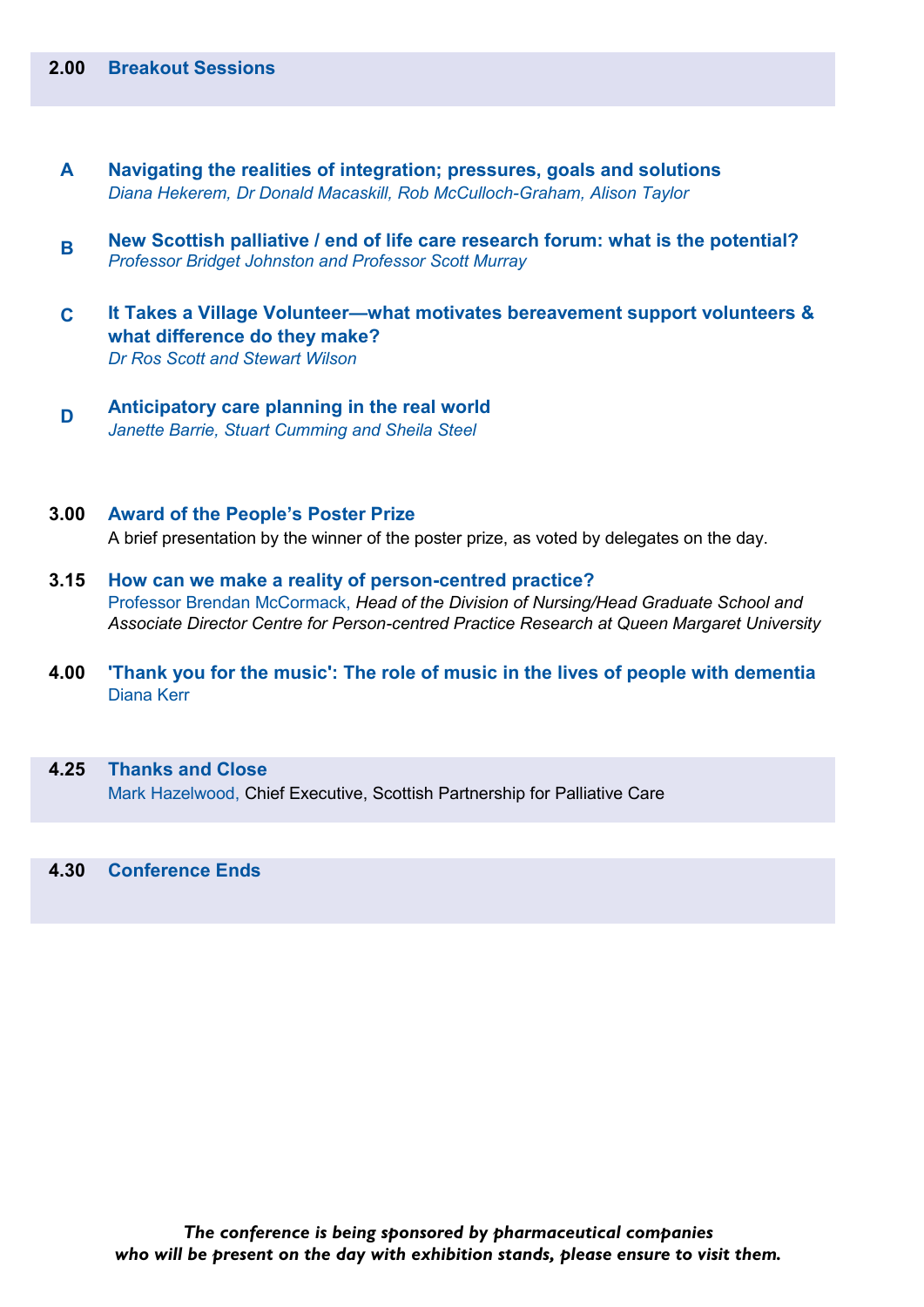**2.00 Breakout Sessions**

**A** **Navigating the realities of integration; pressures, goals and solutions**
*Diana Hekerem, Dr Donald Macaskill, Rob McCulloch-Graham, Alison Taylor*

**B** **New Scottish palliative / end of life care research forum: what is the potential?**
*Professor Bridget Johnston and Professor Scott Murray*

**C** **It Takes a Village Volunteer—what motivates bereavement support volunteers & what difference do they make?**
*Dr Ros Scott and Stewart Wilson*

**D** **Anticipatory care planning in the real world**
*Janette Barrie, Stuart Cumming and Sheila Steel*

**3.00 Award of the People's Poster Prize**
A brief presentation by the winner of the poster prize, as voted by delegates on the day.

**3.15 How can we make a reality of person-centred practice?**
Professor Brendan McCormack, *Head of the Division of Nursing/Head Graduate School and Associate Director Centre for Person-centred Practice Research at Queen Margaret University*

**4.00 'Thank you for the music': The role of music in the lives of people with dementia**
Diana Kerr

**4.25 Thanks and Close**
Mark Hazelwood, Chief Executive, Scottish Partnership for Palliative Care

**4.30 Conference Ends**

***The conference is being sponsored by pharmaceutical companies who will be present on the day with exhibition stands, please ensure to visit them.***